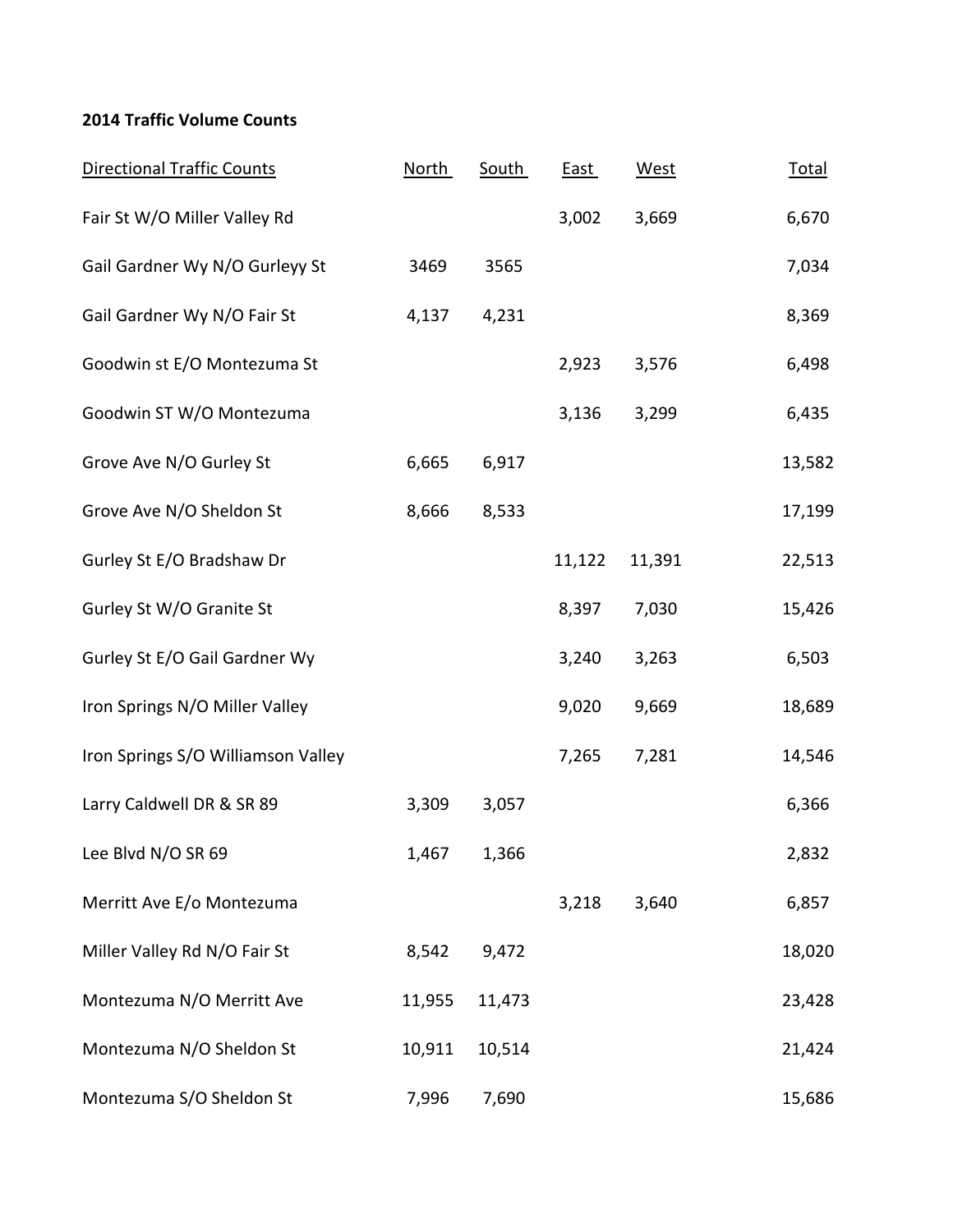**2014 Traffic Volume Counts**

| Directional Traffic Counts | North | South | East | West | Total |
|---|---|---|---|---|---|
| Fair St W/O Miller Valley Rd | | | 3,002 | 3,669 | 6,670 |
| Gail Gardner Wy N/O Gurleyy St | 3469 | 3565 | | | 7,034 |
| Gail Gardner Wy N/O Fair St | 4,137 | 4,231 | | | 8,369 |
| Goodwin st E/O Montezuma St | | | 2,923 | 3,576 | 6,498 |
| Goodwin ST W/O Montezuma | | | 3,136 | 3,299 | 6,435 |
| Grove Ave N/O Gurley St | 6,665 | 6,917 | | | 13,582 |
| Grove Ave N/O Sheldon St | 8,666 | 8,533 | | | 17,199 |
| Gurley St E/O Bradshaw Dr | | | 11,122 | 11,391 | 22,513 |
| Gurley St W/O Granite St | | | 8,397 | 7,030 | 15,426 |
| Gurley St E/O Gail Gardner Wy | | | 3,240 | 3,263 | 6,503 |
| Iron Springs N/O Miller Valley | | | 9,020 | 9,669 | 18,689 |
| Iron Springs S/O Williamson Valley | | | 7,265 | 7,281 | 14,546 |
| Larry Caldwell DR & SR 89 | 3,309 | 3,057 | | | 6,366 |
| Lee Blvd N/O SR 69 | 1,467 | 1,366 | | | 2,832 |
| Merritt Ave E/o Montezuma | | | 3,218 | 3,640 | 6,857 |
| Miller Valley Rd N/O Fair St | 8,542 | 9,472 | | | 18,020 |
| Montezuma N/O Merritt Ave | 11,955 | 11,473 | | | 23,428 |
| Montezuma N/O Sheldon St | 10,911 | 10,514 | | | 21,424 |
| Montezuma S/O Sheldon St | 7,996 | 7,690 | | | 15,686 |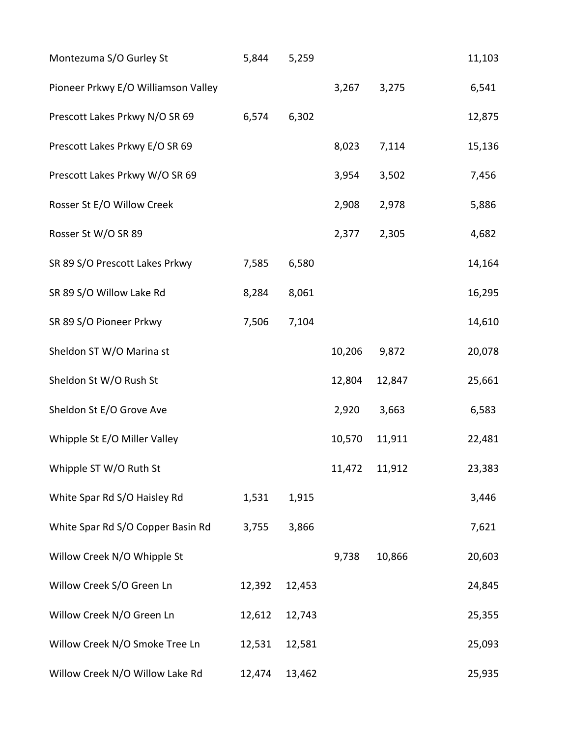| | | | | | |
|---|---|---|---|---|---|
| Montezuma S/O Gurley St | 5,844 | 5,259 | | | 11,103 |
| Pioneer Prkwy E/O Williamson Valley | | | 3,267 | 3,275 | 6,541 |
| Prescott Lakes Prkwy N/O SR 69 | 6,574 | 6,302 | | | 12,875 |
| Prescott Lakes Prkwy E/O SR 69 | | | 8,023 | 7,114 | 15,136 |
| Prescott Lakes Prkwy W/O SR 69 | | | 3,954 | 3,502 | 7,456 |
| Rosser St E/O Willow Creek | | | 2,908 | 2,978 | 5,886 |
| Rosser St W/O SR 89 | | | 2,377 | 2,305 | 4,682 |
| SR 89 S/O Prescott Lakes Prkwy | 7,585 | 6,580 | | | 14,164 |
| SR 89 S/O Willow Lake Rd | 8,284 | 8,061 | | | 16,295 |
| SR 89 S/O Pioneer Prkwy | 7,506 | 7,104 | | | 14,610 |
| Sheldon ST W/O Marina st | | | 10,206 | 9,872 | 20,078 |
| Sheldon St W/O Rush St | | | 12,804 | 12,847 | 25,661 |
| Sheldon St E/O Grove Ave | | | 2,920 | 3,663 | 6,583 |
| Whipple St E/O Miller Valley | | | 10,570 | 11,911 | 22,481 |
| Whipple ST W/O Ruth St | | | 11,472 | 11,912 | 23,383 |
| White Spar Rd S/O Haisley Rd | 1,531 | 1,915 | | | 3,446 |
| White Spar Rd S/O Copper Basin Rd | 3,755 | 3,866 | | | 7,621 |
| Willow Creek N/O Whipple St | | | 9,738 | 10,866 | 20,603 |
| Willow Creek S/O Green Ln | 12,392 | 12,453 | | | 24,845 |
| Willow Creek N/O Green Ln | 12,612 | 12,743 | | | 25,355 |
| Willow Creek N/O Smoke Tree Ln | 12,531 | 12,581 | | | 25,093 |
| Willow Creek N/O Willow Lake Rd | 12,474 | 13,462 | | | 25,935 |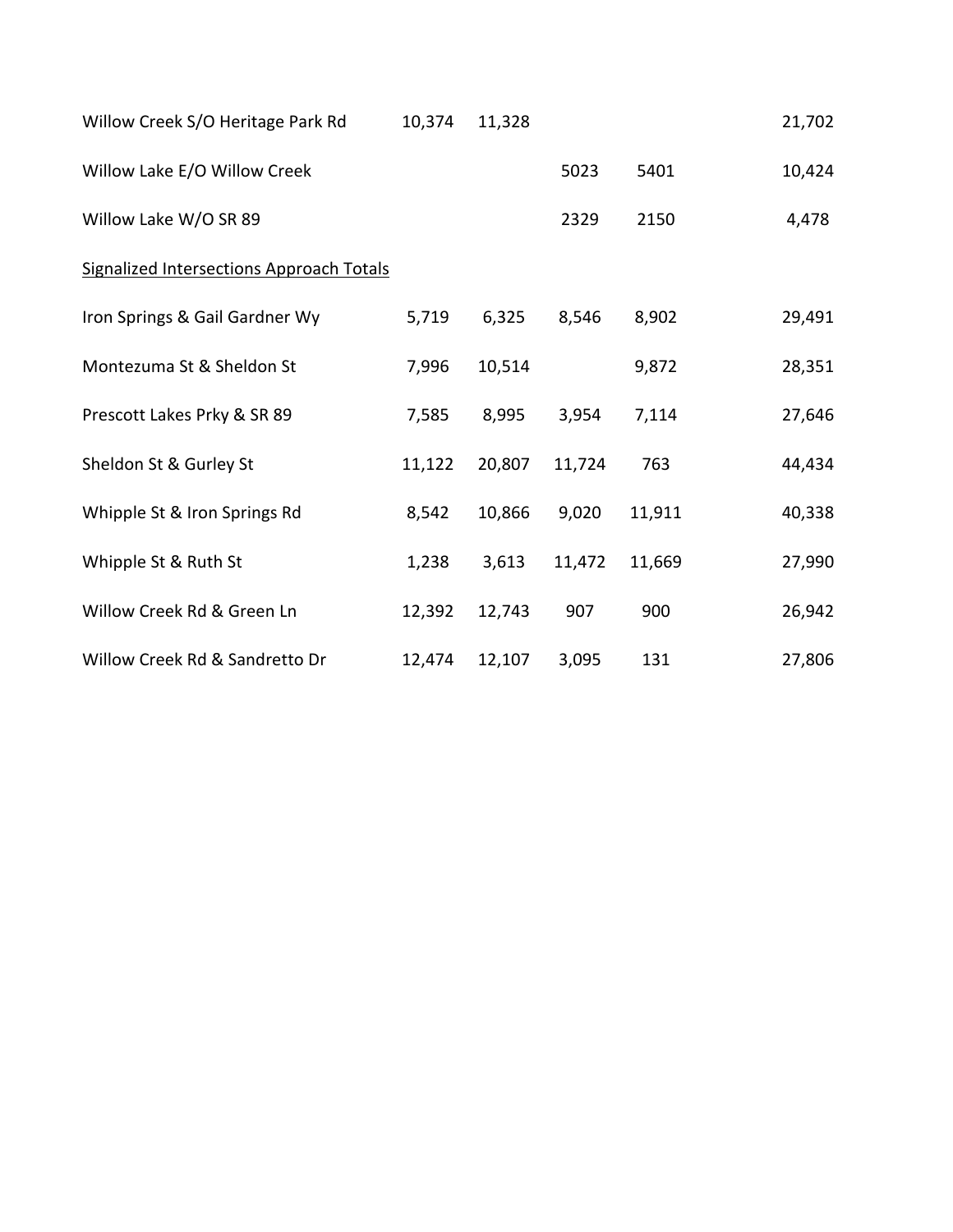| | | | | | |
|---|---|---|---|---|---|
| Willow Creek S/O Heritage Park Rd | 10,374 | 11,328 | | | 21,702 |
| Willow Lake E/O Willow Creek | | | 5023 | 5401 | 10,424 |
| Willow Lake W/O SR 89 | | | 2329 | 2150 | 4,478 |
| Signalized Intersections Approach Totals | | | | | |
| Iron Springs & Gail Gardner Wy | 5,719 | 6,325 | 8,546 | 8,902 | 29,491 |
| Montezuma St & Sheldon St | 7,996 | 10,514 | | 9,872 | 28,351 |
| Prescott Lakes Prky & SR 89 | 7,585 | 8,995 | 3,954 | 7,114 | 27,646 |
| Sheldon St & Gurley St | 11,122 | 20,807 | 11,724 | 763 | 44,434 |
| Whipple St & Iron Springs Rd | 8,542 | 10,866 | 9,020 | 11,911 | 40,338 |
| Whipple St & Ruth St | 1,238 | 3,613 | 11,472 | 11,669 | 27,990 |
| Willow Creek Rd & Green Ln | 12,392 | 12,743 | 907 | 900 | 26,942 |
| Willow Creek Rd & Sandretto Dr | 12,474 | 12,107 | 3,095 | 131 | 27,806 |